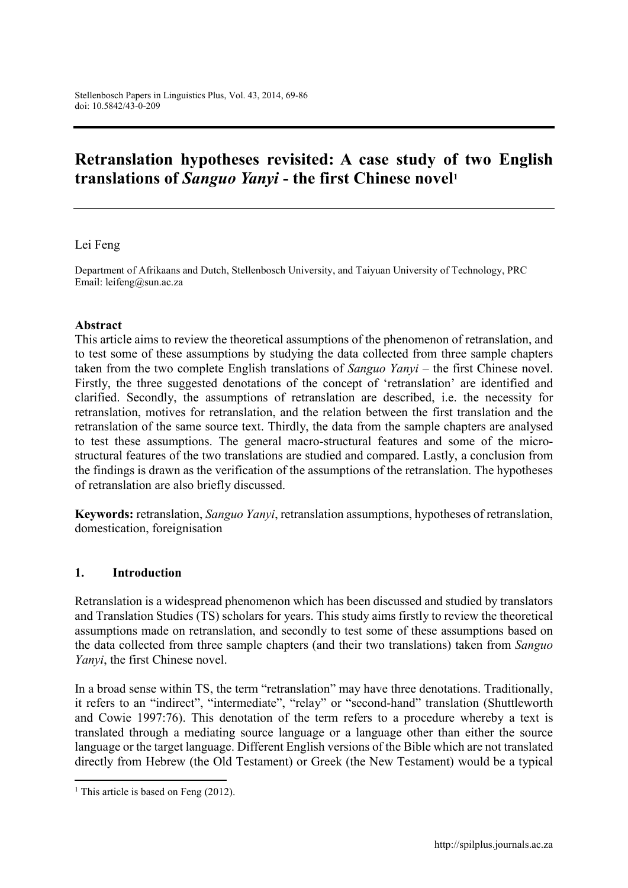# Retranslation hypotheses revisited: A case study of two English translations of *Sanguo Yanyi* - the first Chinese novel[1]

Lei Feng

Department of Afrikaans and Dutch, Stellenbosch University, and Taiyuan University of Technology, PRC
Email: leifeng@sun.ac.za

**Abstract**

This article aims to review the theoretical assumptions of the phenomenon of retranslation, and to test some of these assumptions by studying the data collected from three sample chapters taken from the two complete English translations of *Sanguo Yanyi* – the first Chinese novel. Firstly, the three suggested denotations of the concept of 'retranslation' are identified and clarified. Secondly, the assumptions of retranslation are described, i.e. the necessity for retranslation, motives for retranslation, and the relation between the first translation and the retranslation of the same source text. Thirdly, the data from the sample chapters are analysed to test these assumptions. The general macro-structural features and some of the micro-structural features of the two translations are studied and compared. Lastly, a conclusion from the findings is drawn as the verification of the assumptions of the retranslation. The hypotheses of retranslation are also briefly discussed.

**Keywords:** retranslation, *Sanguo Yanyi*, retranslation assumptions, hypotheses of retranslation, domestication, foreignisation

## 1. Introduction

Retranslation is a widespread phenomenon which has been discussed and studied by translators and Translation Studies (TS) scholars for years. This study aims firstly to review the theoretical assumptions made on retranslation, and secondly to test some of these assumptions based on the data collected from three sample chapters (and their two translations) taken from *Sanguo Yanyi*, the first Chinese novel.

In a broad sense within TS, the term "retranslation" may have three denotations. Traditionally, it refers to an "indirect", "intermediate", "relay" or "second-hand" translation (Shuttleworth and Cowie 1997:76). This denotation of the term refers to a procedure whereby a text is translated through a mediating source language or a language other than either the source language or the target language. Different English versions of the Bible which are not translated directly from Hebrew (the Old Testament) or Greek (the New Testament) would be a typical

[1] This article is based on Feng (2012).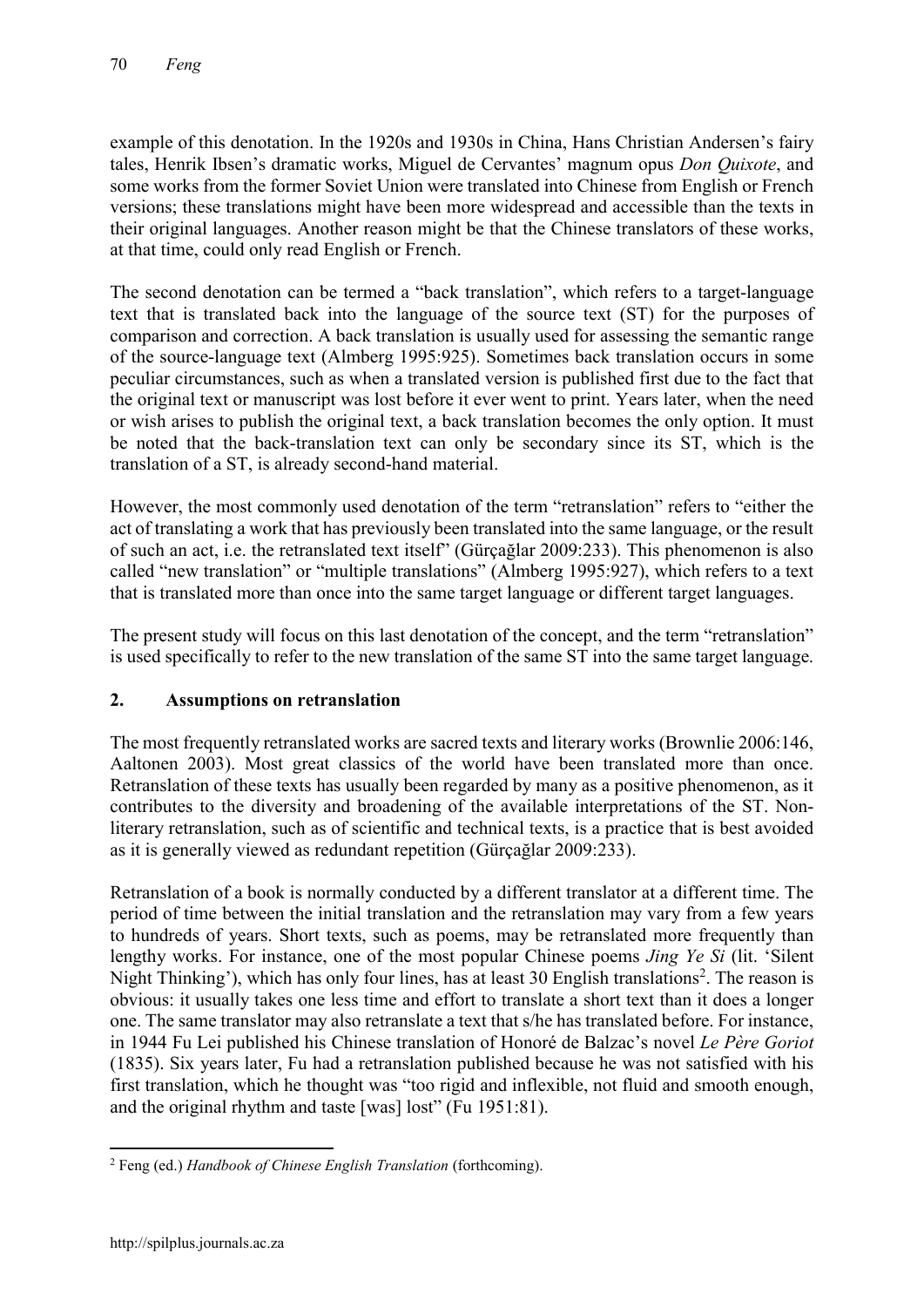example of this denotation. In the 1920s and 1930s in China, Hans Christian Andersen's fairy tales, Henrik Ibsen's dramatic works, Miguel de Cervantes' magnum opus *Don Quixote*, and some works from the former Soviet Union were translated into Chinese from English or French versions; these translations might have been more widespread and accessible than the texts in their original languages. Another reason might be that the Chinese translators of these works, at that time, could only read English or French.

The second denotation can be termed a "back translation", which refers to a target-language text that is translated back into the language of the source text (ST) for the purposes of comparison and correction. A back translation is usually used for assessing the semantic range of the source-language text (Almberg 1995:925). Sometimes back translation occurs in some peculiar circumstances, such as when a translated version is published first due to the fact that the original text or manuscript was lost before it ever went to print. Years later, when the need or wish arises to publish the original text, a back translation becomes the only option. It must be noted that the back-translation text can only be secondary since its ST, which is the translation of a ST, is already second-hand material.

However, the most commonly used denotation of the term "retranslation" refers to "either the act of translating a work that has previously been translated into the same language, or the result of such an act, i.e. the retranslated text itself" (Gürçağlar 2009:233). This phenomenon is also called "new translation" or "multiple translations" (Almberg 1995:927), which refers to a text that is translated more than once into the same target language or different target languages.

The present study will focus on this last denotation of the concept, and the term "retranslation" is used specifically to refer to the new translation of the same ST into the same target language.

## 2. Assumptions on retranslation

The most frequently retranslated works are sacred texts and literary works (Brownlie 2006:146, Aaltonen 2003). Most great classics of the world have been translated more than once. Retranslation of these texts has usually been regarded by many as a positive phenomenon, as it contributes to the diversity and broadening of the available interpretations of the ST. Non-literary retranslation, such as of scientific and technical texts, is a practice that is best avoided as it is generally viewed as redundant repetition (Gürçağlar 2009:233).

Retranslation of a book is normally conducted by a different translator at a different time. The period of time between the initial translation and the retranslation may vary from a few years to hundreds of years. Short texts, such as poems, may be retranslated more frequently than lengthy works. For instance, one of the most popular Chinese poems *Jing Ye Si* (lit. 'Silent Night Thinking'), which has only four lines, has at least 30 English translations[2]. The reason is obvious: it usually takes one less time and effort to translate a short text than it does a longer one. The same translator may also retranslate a text that s/he has translated before. For instance, in 1944 Fu Lei published his Chinese translation of Honoré de Balzac's novel *Le Père Goriot* (1835). Six years later, Fu had a retranslation published because he was not satisfied with his first translation, which he thought was "too rigid and inflexible, not fluid and smooth enough, and the original rhythm and taste [was] lost" (Fu 1951:81).

[2] Feng (ed.) *Handbook of Chinese English Translation* (forthcoming).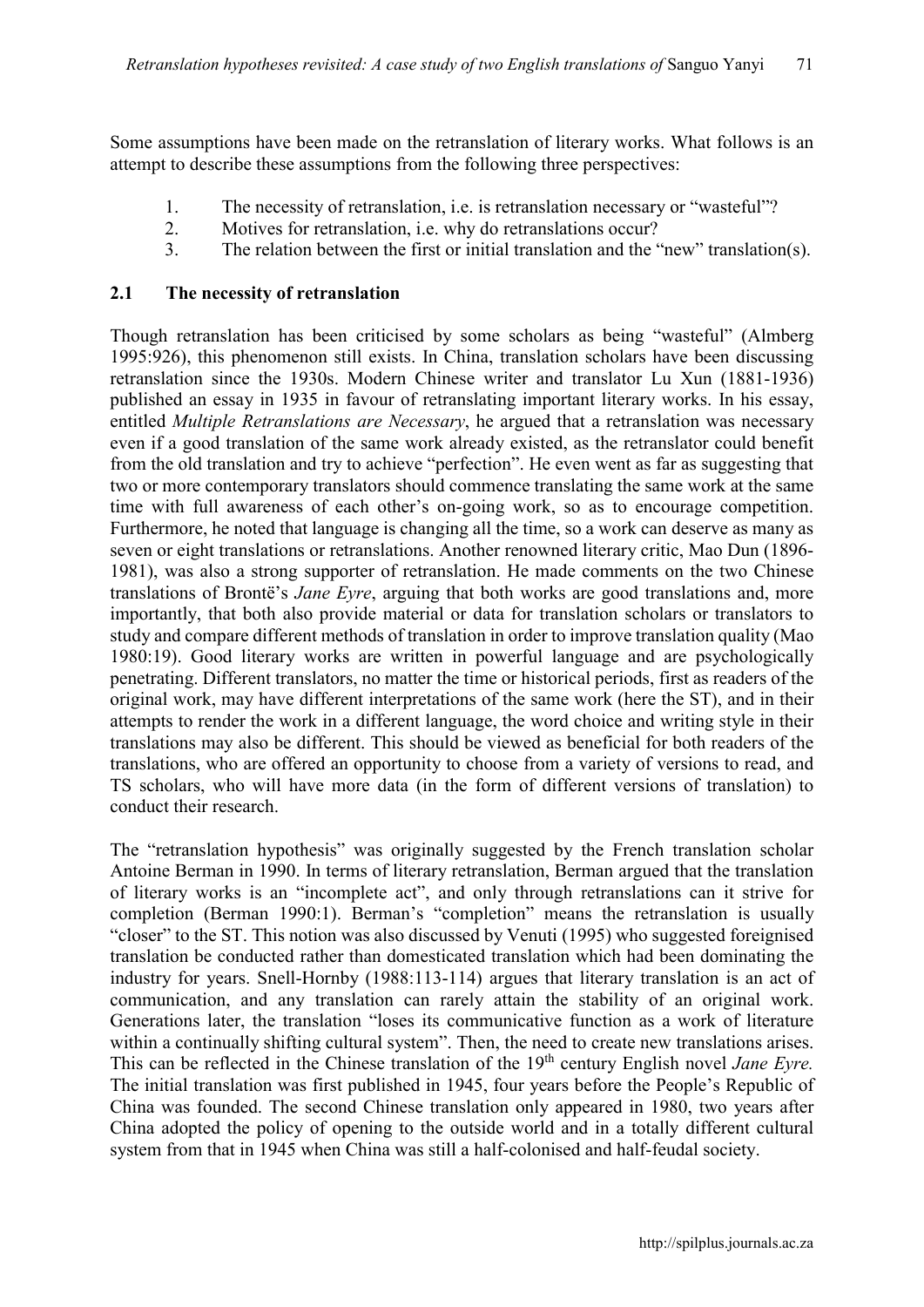Some assumptions have been made on the retranslation of literary works. What follows is an attempt to describe these assumptions from the following three perspectives:

1. The necessity of retranslation, i.e. is retranslation necessary or "wasteful"?
2. Motives for retranslation, i.e. why do retranslations occur?
3. The relation between the first or initial translation and the "new" translation(s).

## 2.1 The necessity of retranslation

Though retranslation has been criticised by some scholars as being "wasteful" (Almberg 1995:926), this phenomenon still exists. In China, translation scholars have been discussing retranslation since the 1930s. Modern Chinese writer and translator Lu Xun (1881-1936) published an essay in 1935 in favour of retranslating important literary works. In his essay, entitled *Multiple Retranslations are Necessary*, he argued that a retranslation was necessary even if a good translation of the same work already existed, as the retranslator could benefit from the old translation and try to achieve "perfection". He even went as far as suggesting that two or more contemporary translators should commence translating the same work at the same time with full awareness of each other's on-going work, so as to encourage competition. Furthermore, he noted that language is changing all the time, so a work can deserve as many as seven or eight translations or retranslations. Another renowned literary critic, Mao Dun (1896-1981), was also a strong supporter of retranslation. He made comments on the two Chinese translations of Brontë's *Jane Eyre*, arguing that both works are good translations and, more importantly, that both also provide material or data for translation scholars or translators to study and compare different methods of translation in order to improve translation quality (Mao 1980:19). Good literary works are written in powerful language and are psychologically penetrating. Different translators, no matter the time or historical periods, first as readers of the original work, may have different interpretations of the same work (here the ST), and in their attempts to render the work in a different language, the word choice and writing style in their translations may also be different. This should be viewed as beneficial for both readers of the translations, who are offered an opportunity to choose from a variety of versions to read, and TS scholars, who will have more data (in the form of different versions of translation) to conduct their research.

The "retranslation hypothesis" was originally suggested by the French translation scholar Antoine Berman in 1990. In terms of literary retranslation, Berman argued that the translation of literary works is an "incomplete act", and only through retranslations can it strive for completion (Berman 1990:1). Berman's "completion" means the retranslation is usually "closer" to the ST. This notion was also discussed by Venuti (1995) who suggested foreignised translation be conducted rather than domesticated translation which had been dominating the industry for years. Snell-Hornby (1988:113-114) argues that literary translation is an act of communication, and any translation can rarely attain the stability of an original work. Generations later, the translation "loses its communicative function as a work of literature within a continually shifting cultural system". Then, the need to create new translations arises. This can be reflected in the Chinese translation of the 19th century English novel *Jane Eyre.* The initial translation was first published in 1945, four years before the People's Republic of China was founded. The second Chinese translation only appeared in 1980, two years after China adopted the policy of opening to the outside world and in a totally different cultural system from that in 1945 when China was still a half-colonised and half-feudal society.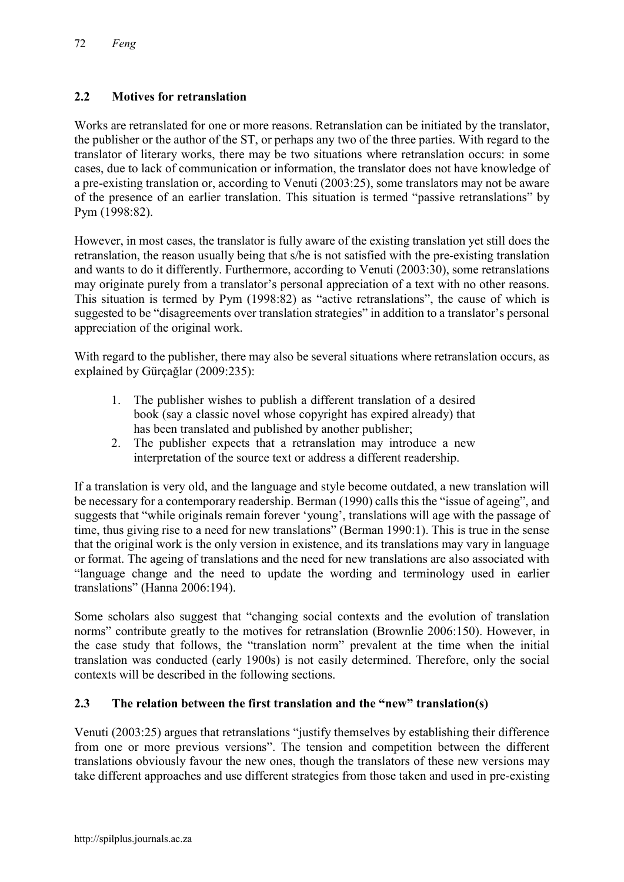## 2.2 Motives for retranslation

Works are retranslated for one or more reasons. Retranslation can be initiated by the translator, the publisher or the author of the ST, or perhaps any two of the three parties. With regard to the translator of literary works, there may be two situations where retranslation occurs: in some cases, due to lack of communication or information, the translator does not have knowledge of a pre-existing translation or, according to Venuti (2003:25), some translators may not be aware of the presence of an earlier translation. This situation is termed "passive retranslations" by Pym (1998:82).

However, in most cases, the translator is fully aware of the existing translation yet still does the retranslation, the reason usually being that s/he is not satisfied with the pre-existing translation and wants to do it differently. Furthermore, according to Venuti (2003:30), some retranslations may originate purely from a translator's personal appreciation of a text with no other reasons. This situation is termed by Pym (1998:82) as "active retranslations", the cause of which is suggested to be "disagreements over translation strategies" in addition to a translator's personal appreciation of the original work.

With regard to the publisher, there may also be several situations where retranslation occurs, as explained by Gürçağlar (2009:235):

1. The publisher wishes to publish a different translation of a desired book (say a classic novel whose copyright has expired already) that has been translated and published by another publisher;
2. The publisher expects that a retranslation may introduce a new interpretation of the source text or address a different readership.

If a translation is very old, and the language and style become outdated, a new translation will be necessary for a contemporary readership. Berman (1990) calls this the "issue of ageing", and suggests that "while originals remain forever 'young', translations will age with the passage of time, thus giving rise to a need for new translations" (Berman 1990:1). This is true in the sense that the original work is the only version in existence, and its translations may vary in language or format. The ageing of translations and the need for new translations are also associated with "language change and the need to update the wording and terminology used in earlier translations" (Hanna 2006:194).

Some scholars also suggest that "changing social contexts and the evolution of translation norms" contribute greatly to the motives for retranslation (Brownlie 2006:150). However, in the case study that follows, the "translation norm" prevalent at the time when the initial translation was conducted (early 1900s) is not easily determined. Therefore, only the social contexts will be described in the following sections.

## 2.3 The relation between the first translation and the "new" translation(s)

Venuti (2003:25) argues that retranslations "justify themselves by establishing their difference from one or more previous versions". The tension and competition between the different translations obviously favour the new ones, though the translators of these new versions may take different approaches and use different strategies from those taken and used in pre-existing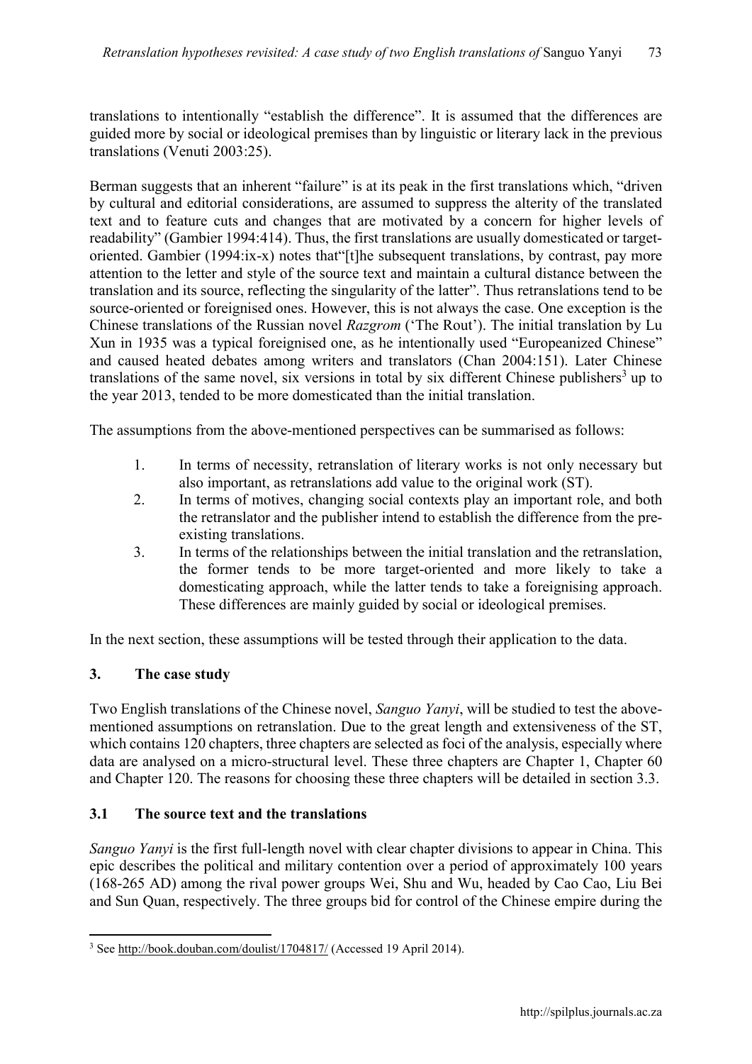translations to intentionally "establish the difference". It is assumed that the differences are guided more by social or ideological premises than by linguistic or literary lack in the previous translations (Venuti 2003:25).

Berman suggests that an inherent "failure" is at its peak in the first translations which, "driven by cultural and editorial considerations, are assumed to suppress the alterity of the translated text and to feature cuts and changes that are motivated by a concern for higher levels of readability" (Gambier 1994:414). Thus, the first translations are usually domesticated or target-oriented. Gambier (1994:ix-x) notes that"[t]he subsequent translations, by contrast, pay more attention to the letter and style of the source text and maintain a cultural distance between the translation and its source, reflecting the singularity of the latter". Thus retranslations tend to be source-oriented or foreignised ones. However, this is not always the case. One exception is the Chinese translations of the Russian novel *Razgrom* ('The Rout'). The initial translation by Lu Xun in 1935 was a typical foreignised one, as he intentionally used "Europeanized Chinese" and caused heated debates among writers and translators (Chan 2004:151). Later Chinese translations of the same novel, six versions in total by six different Chinese publishers[3] up to the year 2013, tended to be more domesticated than the initial translation.

The assumptions from the above-mentioned perspectives can be summarised as follows:

1. In terms of necessity, retranslation of literary works is not only necessary but also important, as retranslations add value to the original work (ST).
2. In terms of motives, changing social contexts play an important role, and both the retranslator and the publisher intend to establish the difference from the pre-existing translations.
3. In terms of the relationships between the initial translation and the retranslation, the former tends to be more target-oriented and more likely to take a domesticating approach, while the latter tends to take a foreignising approach. These differences are mainly guided by social or ideological premises.

In the next section, these assumptions will be tested through their application to the data.

## 3. The case study

Two English translations of the Chinese novel, *Sanguo Yanyi*, will be studied to test the above-mentioned assumptions on retranslation. Due to the great length and extensiveness of the ST, which contains 120 chapters, three chapters are selected as foci of the analysis, especially where data are analysed on a micro-structural level. These three chapters are Chapter 1, Chapter 60 and Chapter 120. The reasons for choosing these three chapters will be detailed in section 3.3.

### 3.1 The source text and the translations

*Sanguo Yanyi* is the first full-length novel with clear chapter divisions to appear in China. This epic describes the political and military contention over a period of approximately 100 years (168-265 AD) among the rival power groups Wei, Shu and Wu, headed by Cao Cao, Liu Bei and Sun Quan, respectively. The three groups bid for control of the Chinese empire during the

---

[3] See http://book.douban.com/doulist/1704817/ (Accessed 19 April 2014).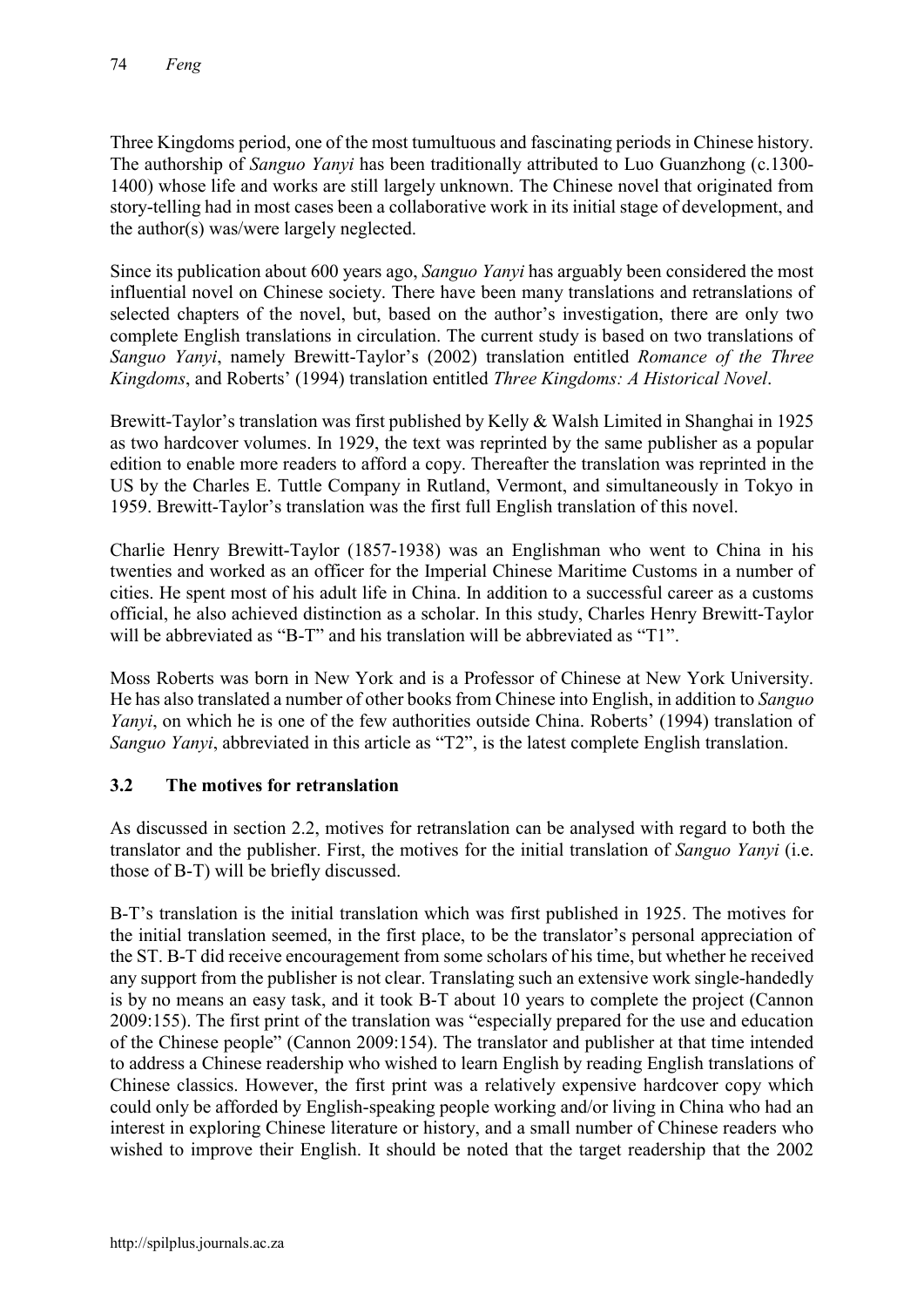Three Kingdoms period, one of the most tumultuous and fascinating periods in Chinese history. The authorship of *Sanguo Yanyi* has been traditionally attributed to Luo Guanzhong (c.1300-1400) whose life and works are still largely unknown. The Chinese novel that originated from story-telling had in most cases been a collaborative work in its initial stage of development, and the author(s) was/were largely neglected.

Since its publication about 600 years ago, *Sanguo Yanyi* has arguably been considered the most influential novel on Chinese society. There have been many translations and retranslations of selected chapters of the novel, but, based on the author's investigation, there are only two complete English translations in circulation. The current study is based on two translations of *Sanguo Yanyi*, namely Brewitt-Taylor's (2002) translation entitled *Romance of the Three Kingdoms*, and Roberts' (1994) translation entitled *Three Kingdoms: A Historical Novel*.

Brewitt-Taylor's translation was first published by Kelly & Walsh Limited in Shanghai in 1925 as two hardcover volumes. In 1929, the text was reprinted by the same publisher as a popular edition to enable more readers to afford a copy. Thereafter the translation was reprinted in the US by the Charles E. Tuttle Company in Rutland, Vermont, and simultaneously in Tokyo in 1959. Brewitt-Taylor's translation was the first full English translation of this novel.

Charlie Henry Brewitt-Taylor (1857-1938) was an Englishman who went to China in his twenties and worked as an officer for the Imperial Chinese Maritime Customs in a number of cities. He spent most of his adult life in China. In addition to a successful career as a customs official, he also achieved distinction as a scholar. In this study, Charles Henry Brewitt-Taylor will be abbreviated as "B-T" and his translation will be abbreviated as "T1".

Moss Roberts was born in New York and is a Professor of Chinese at New York University. He has also translated a number of other books from Chinese into English, in addition to *Sanguo Yanyi*, on which he is one of the few authorities outside China. Roberts' (1994) translation of *Sanguo Yanyi*, abbreviated in this article as "T2", is the latest complete English translation.

### 3.2 The motives for retranslation

As discussed in section 2.2, motives for retranslation can be analysed with regard to both the translator and the publisher. First, the motives for the initial translation of *Sanguo Yanyi* (i.e. those of B-T) will be briefly discussed.

B-T's translation is the initial translation which was first published in 1925. The motives for the initial translation seemed, in the first place, to be the translator's personal appreciation of the ST. B-T did receive encouragement from some scholars of his time, but whether he received any support from the publisher is not clear. Translating such an extensive work single-handedly is by no means an easy task, and it took B-T about 10 years to complete the project (Cannon 2009:155). The first print of the translation was "especially prepared for the use and education of the Chinese people" (Cannon 2009:154). The translator and publisher at that time intended to address a Chinese readership who wished to learn English by reading English translations of Chinese classics. However, the first print was a relatively expensive hardcover copy which could only be afforded by English-speaking people working and/or living in China who had an interest in exploring Chinese literature or history, and a small number of Chinese readers who wished to improve their English. It should be noted that the target readership that the 2002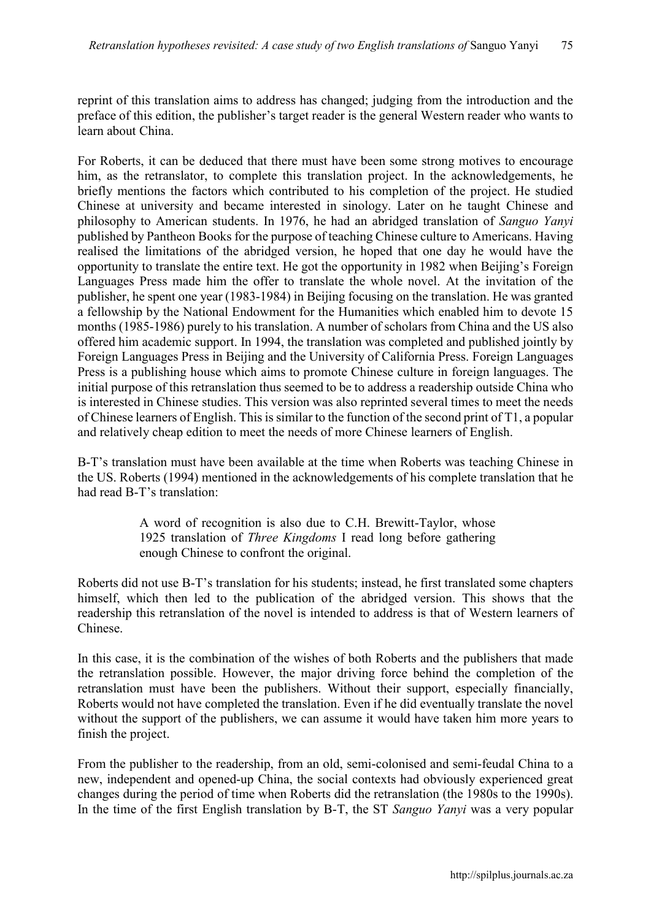reprint of this translation aims to address has changed; judging from the introduction and the preface of this edition, the publisher's target reader is the general Western reader who wants to learn about China.

For Roberts, it can be deduced that there must have been some strong motives to encourage him, as the retranslator, to complete this translation project. In the acknowledgements, he briefly mentions the factors which contributed to his completion of the project. He studied Chinese at university and became interested in sinology. Later on he taught Chinese and philosophy to American students. In 1976, he had an abridged translation of *Sanguo Yanyi* published by Pantheon Books for the purpose of teaching Chinese culture to Americans. Having realised the limitations of the abridged version, he hoped that one day he would have the opportunity to translate the entire text. He got the opportunity in 1982 when Beijing's Foreign Languages Press made him the offer to translate the whole novel. At the invitation of the publisher, he spent one year (1983-1984) in Beijing focusing on the translation. He was granted a fellowship by the National Endowment for the Humanities which enabled him to devote 15 months (1985-1986) purely to his translation. A number of scholars from China and the US also offered him academic support. In 1994, the translation was completed and published jointly by Foreign Languages Press in Beijing and the University of California Press. Foreign Languages Press is a publishing house which aims to promote Chinese culture in foreign languages. The initial purpose of this retranslation thus seemed to be to address a readership outside China who is interested in Chinese studies. This version was also reprinted several times to meet the needs of Chinese learners of English. This is similar to the function of the second print of T1, a popular and relatively cheap edition to meet the needs of more Chinese learners of English.

B-T's translation must have been available at the time when Roberts was teaching Chinese in the US. Roberts (1994) mentioned in the acknowledgements of his complete translation that he had read B-T's translation:

> A word of recognition is also due to C.H. Brewitt-Taylor, whose 1925 translation of *Three Kingdoms* I read long before gathering enough Chinese to confront the original.

Roberts did not use B-T's translation for his students; instead, he first translated some chapters himself, which then led to the publication of the abridged version. This shows that the readership this retranslation of the novel is intended to address is that of Western learners of Chinese.

In this case, it is the combination of the wishes of both Roberts and the publishers that made the retranslation possible. However, the major driving force behind the completion of the retranslation must have been the publishers. Without their support, especially financially, Roberts would not have completed the translation. Even if he did eventually translate the novel without the support of the publishers, we can assume it would have taken him more years to finish the project.

From the publisher to the readership, from an old, semi-colonised and semi-feudal China to a new, independent and opened-up China, the social contexts had obviously experienced great changes during the period of time when Roberts did the retranslation (the 1980s to the 1990s). In the time of the first English translation by B-T, the ST *Sanguo Yanyi* was a very popular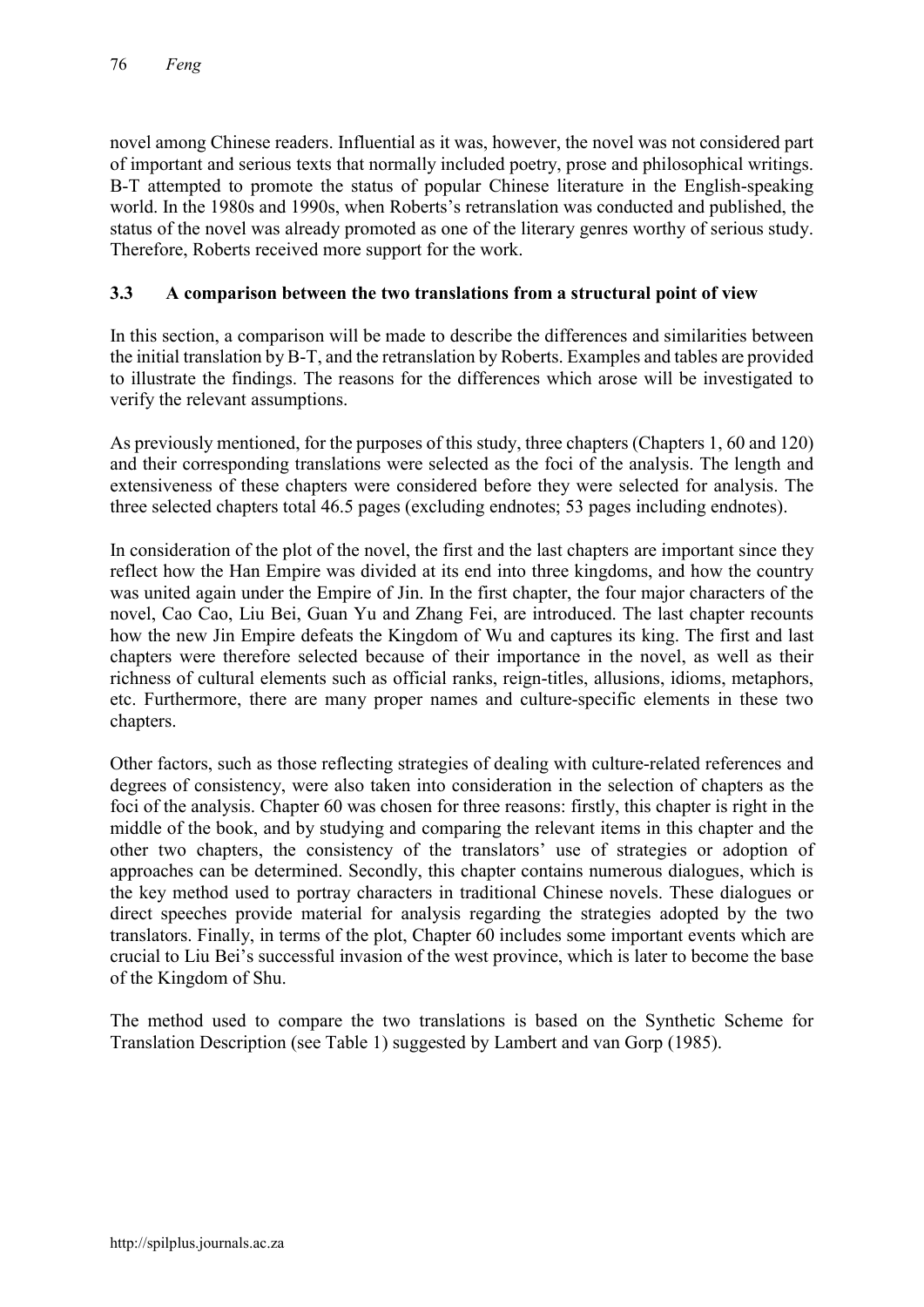novel among Chinese readers. Influential as it was, however, the novel was not considered part of important and serious texts that normally included poetry, prose and philosophical writings. B-T attempted to promote the status of popular Chinese literature in the English-speaking world. In the 1980s and 1990s, when Roberts's retranslation was conducted and published, the status of the novel was already promoted as one of the literary genres worthy of serious study. Therefore, Roberts received more support for the work.

### 3.3 A comparison between the two translations from a structural point of view

In this section, a comparison will be made to describe the differences and similarities between the initial translation by B-T, and the retranslation by Roberts. Examples and tables are provided to illustrate the findings. The reasons for the differences which arose will be investigated to verify the relevant assumptions.

As previously mentioned, for the purposes of this study, three chapters (Chapters 1, 60 and 120) and their corresponding translations were selected as the foci of the analysis. The length and extensiveness of these chapters were considered before they were selected for analysis. The three selected chapters total 46.5 pages (excluding endnotes; 53 pages including endnotes).

In consideration of the plot of the novel, the first and the last chapters are important since they reflect how the Han Empire was divided at its end into three kingdoms, and how the country was united again under the Empire of Jin. In the first chapter, the four major characters of the novel, Cao Cao, Liu Bei, Guan Yu and Zhang Fei, are introduced. The last chapter recounts how the new Jin Empire defeats the Kingdom of Wu and captures its king. The first and last chapters were therefore selected because of their importance in the novel, as well as their richness of cultural elements such as official ranks, reign-titles, allusions, idioms, metaphors, etc. Furthermore, there are many proper names and culture-specific elements in these two chapters.

Other factors, such as those reflecting strategies of dealing with culture-related references and degrees of consistency, were also taken into consideration in the selection of chapters as the foci of the analysis. Chapter 60 was chosen for three reasons: firstly, this chapter is right in the middle of the book, and by studying and comparing the relevant items in this chapter and the other two chapters, the consistency of the translators' use of strategies or adoption of approaches can be determined. Secondly, this chapter contains numerous dialogues, which is the key method used to portray characters in traditional Chinese novels. These dialogues or direct speeches provide material for analysis regarding the strategies adopted by the two translators. Finally, in terms of the plot, Chapter 60 includes some important events which are crucial to Liu Bei's successful invasion of the west province, which is later to become the base of the Kingdom of Shu.

The method used to compare the two translations is based on the Synthetic Scheme for Translation Description (see Table 1) suggested by Lambert and van Gorp (1985).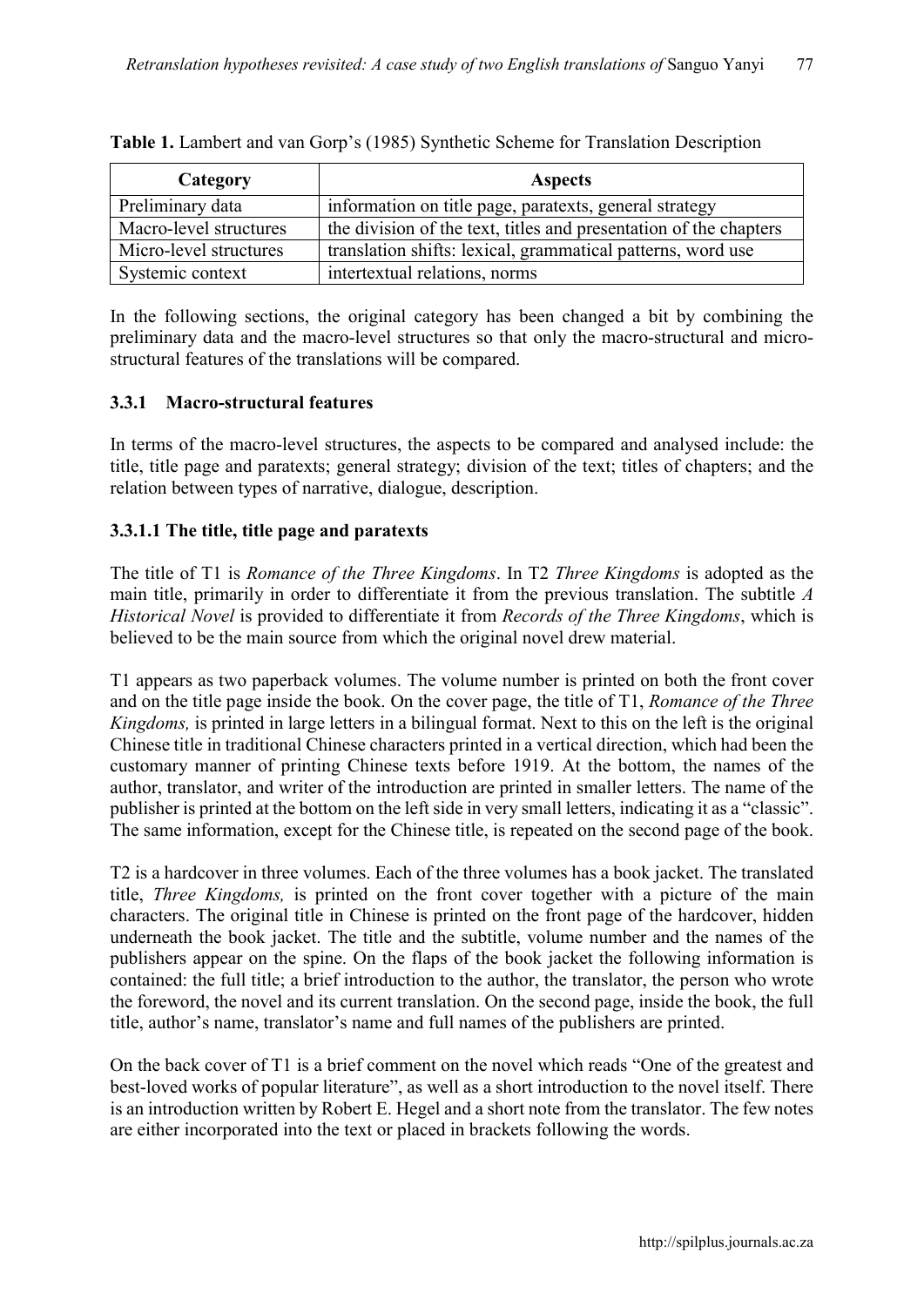**Table 1.** Lambert and van Gorp's (1985) Synthetic Scheme for Translation Description

| Category | Aspects |
|---|---|
| Preliminary data | information on title page, paratexts, general strategy |
| Macro-level structures | the division of the text, titles and presentation of the chapters |
| Micro-level structures | translation shifts: lexical, grammatical patterns, word use |
| Systemic context | intertextual relations, norms |

In the following sections, the original category has been changed a bit by combining the preliminary data and the macro-level structures so that only the macro-structural and micro-structural features of the translations will be compared.

### 3.3.1 Macro-structural features

In terms of the macro-level structures, the aspects to be compared and analysed include: the title, title page and paratexts; general strategy; division of the text; titles of chapters; and the relation between types of narrative, dialogue, description.

#### 3.3.1.1 The title, title page and paratexts

The title of T1 is *Romance of the Three Kingdoms*. In T2 *Three Kingdoms* is adopted as the main title, primarily in order to differentiate it from the previous translation. The subtitle *A Historical Novel* is provided to differentiate it from *Records of the Three Kingdoms*, which is believed to be the main source from which the original novel drew material.

T1 appears as two paperback volumes. The volume number is printed on both the front cover and on the title page inside the book. On the cover page, the title of T1, *Romance of the Three Kingdoms,* is printed in large letters in a bilingual format. Next to this on the left is the original Chinese title in traditional Chinese characters printed in a vertical direction, which had been the customary manner of printing Chinese texts before 1919. At the bottom, the names of the author, translator, and writer of the introduction are printed in smaller letters. The name of the publisher is printed at the bottom on the left side in very small letters, indicating it as a "classic". The same information, except for the Chinese title, is repeated on the second page of the book.

T2 is a hardcover in three volumes. Each of the three volumes has a book jacket. The translated title, *Three Kingdoms,* is printed on the front cover together with a picture of the main characters. The original title in Chinese is printed on the front page of the hardcover, hidden underneath the book jacket. The title and the subtitle, volume number and the names of the publishers appear on the spine. On the flaps of the book jacket the following information is contained: the full title; a brief introduction to the author, the translator, the person who wrote the foreword, the novel and its current translation. On the second page, inside the book, the full title, author's name, translator's name and full names of the publishers are printed.

On the back cover of T1 is a brief comment on the novel which reads "One of the greatest and best-loved works of popular literature", as well as a short introduction to the novel itself. There is an introduction written by Robert E. Hegel and a short note from the translator. The few notes are either incorporated into the text or placed in brackets following the words.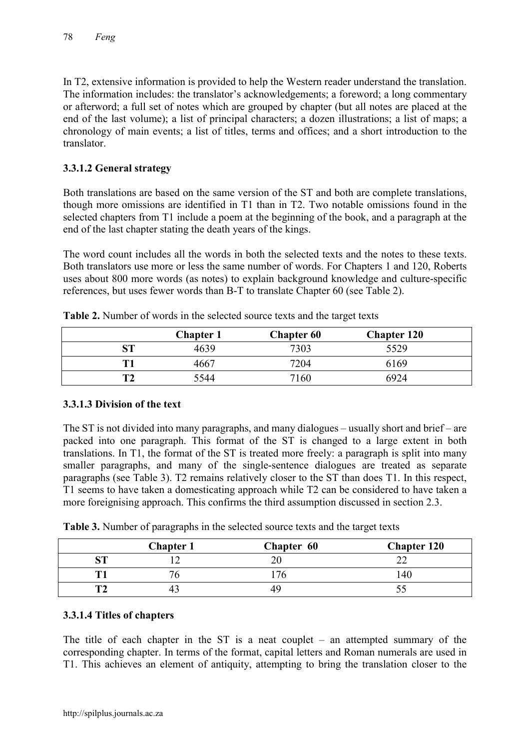In T2, extensive information is provided to help the Western reader understand the translation. The information includes: the translator's acknowledgements; a foreword; a long commentary or afterword; a full set of notes which are grouped by chapter (but all notes are placed at the end of the last volume); a list of principal characters; a dozen illustrations; a list of maps; a chronology of main events; a list of titles, terms and offices; and a short introduction to the translator.

#### 3.3.1.2 General strategy

Both translations are based on the same version of the ST and both are complete translations, though more omissions are identified in T1 than in T2. Two notable omissions found in the selected chapters from T1 include a poem at the beginning of the book, and a paragraph at the end of the last chapter stating the death years of the kings.

The word count includes all the words in both the selected texts and the notes to these texts. Both translators use more or less the same number of words. For Chapters 1 and 120, Roberts uses about 800 more words (as notes) to explain background knowledge and culture-specific references, but uses fewer words than B-T to translate Chapter 60 (see Table 2).

**Table 2.** Number of words in the selected source texts and the target texts

| | Chapter 1 | Chapter 60 | Chapter 120 |
|---|---|---|---|
| ST | 4639 | 7303 | 5529 |
| T1 | 4667 | 7204 | 6169 |
| T2 | 5544 | 7160 | 6924 |

#### 3.3.1.3 Division of the text

The ST is not divided into many paragraphs, and many dialogues – usually short and brief – are packed into one paragraph. This format of the ST is changed to a large extent in both translations. In T1, the format of the ST is treated more freely: a paragraph is split into many smaller paragraphs, and many of the single-sentence dialogues are treated as separate paragraphs (see Table 3). T2 remains relatively closer to the ST than does T1. In this respect, T1 seems to have taken a domesticating approach while T2 can be considered to have taken a more foreignising approach. This confirms the third assumption discussed in section 2.3.

**Table 3.** Number of paragraphs in the selected source texts and the target texts

| | Chapter 1 | Chapter 60 | Chapter 120 |
|---|---|---|---|
| ST | 12 | 20 | 22 |
| T1 | 76 | 176 | 140 |
| T2 | 43 | 49 | 55 |

#### 3.3.1.4 Titles of chapters

The title of each chapter in the ST is a neat couplet – an attempted summary of the corresponding chapter. In terms of the format, capital letters and Roman numerals are used in T1. This achieves an element of antiquity, attempting to bring the translation closer to the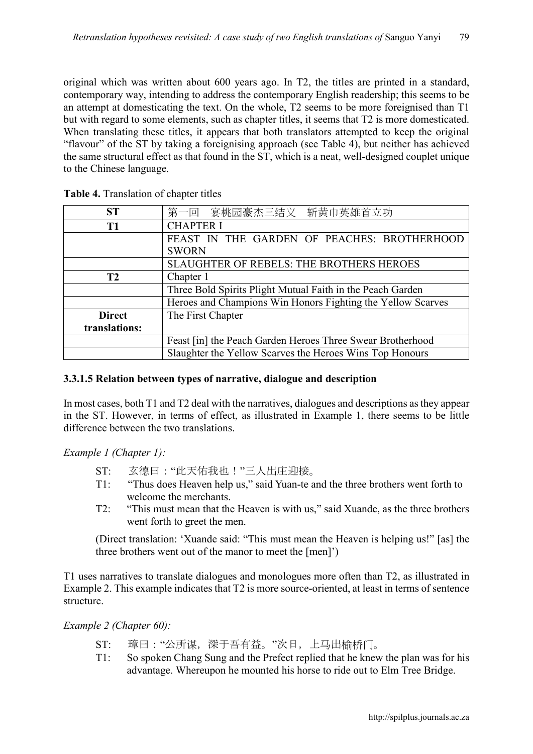original which was written about 600 years ago. In T2, the titles are printed in a standard, contemporary way, intending to address the contemporary English readership; this seems to be an attempt at domesticating the text. On the whole, T2 seems to be more foreignised than T1 but with regard to some elements, such as chapter titles, it seems that T2 is more domesticated. When translating these titles, it appears that both translators attempted to keep the original "flavour" of the ST by taking a foreignising approach (see Table 4), but neither has achieved the same structural effect as that found in the ST, which is a neat, well-designed couplet unique to the Chinese language.

**Table 4.** Translation of chapter titles

| **ST** | 第一回　宴桃园豪杰三结义　斩黄巾英雄首立功 |
|---|---|
| **T1** | CHAPTER I |
| | FEAST IN THE GARDEN OF PEACHES: BROTHERHOOD SWORN |
| | SLAUGHTER OF REBELS: THE BROTHERS HEROES |
| **T2** | Chapter 1 |
| | Three Bold Spirits Plight Mutual Faith in the Peach Garden |
| | Heroes and Champions Win Honors Fighting the Yellow Scarves |
| **Direct translations:** | The First Chapter |
| | Feast [in] the Peach Garden Heroes Three Swear Brotherhood |
| | Slaughter the Yellow Scarves the Heroes Wins Top Honours |

#### 3.3.1.5 Relation between types of narrative, dialogue and description

In most cases, both T1 and T2 deal with the narratives, dialogues and descriptions as they appear in the ST. However, in terms of effect, as illustrated in Example 1, there seems to be little difference between the two translations.

*Example 1 (Chapter 1):*

- ST: 玄德曰："此天佑我也！"三人出庄迎接。
- T1: "Thus does Heaven help us," said Yuan-te and the three brothers went forth to welcome the merchants.
- T2: "This must mean that the Heaven is with us," said Xuande, as the three brothers went forth to greet the men.

(Direct translation: 'Xuande said: "This must mean the Heaven is helping us!" [as] the three brothers went out of the manor to meet the [men]')

T1 uses narratives to translate dialogues and monologues more often than T2, as illustrated in Example 2. This example indicates that T2 is more source-oriented, at least in terms of sentence structure.

*Example 2 (Chapter 60):*

- ST: 璋曰："公所谋，深于吾有益。"次日，上马出榆桥门。
- T1: So spoken Chang Sung and the Prefect replied that he knew the plan was for his advantage. Whereupon he mounted his horse to ride out to Elm Tree Bridge.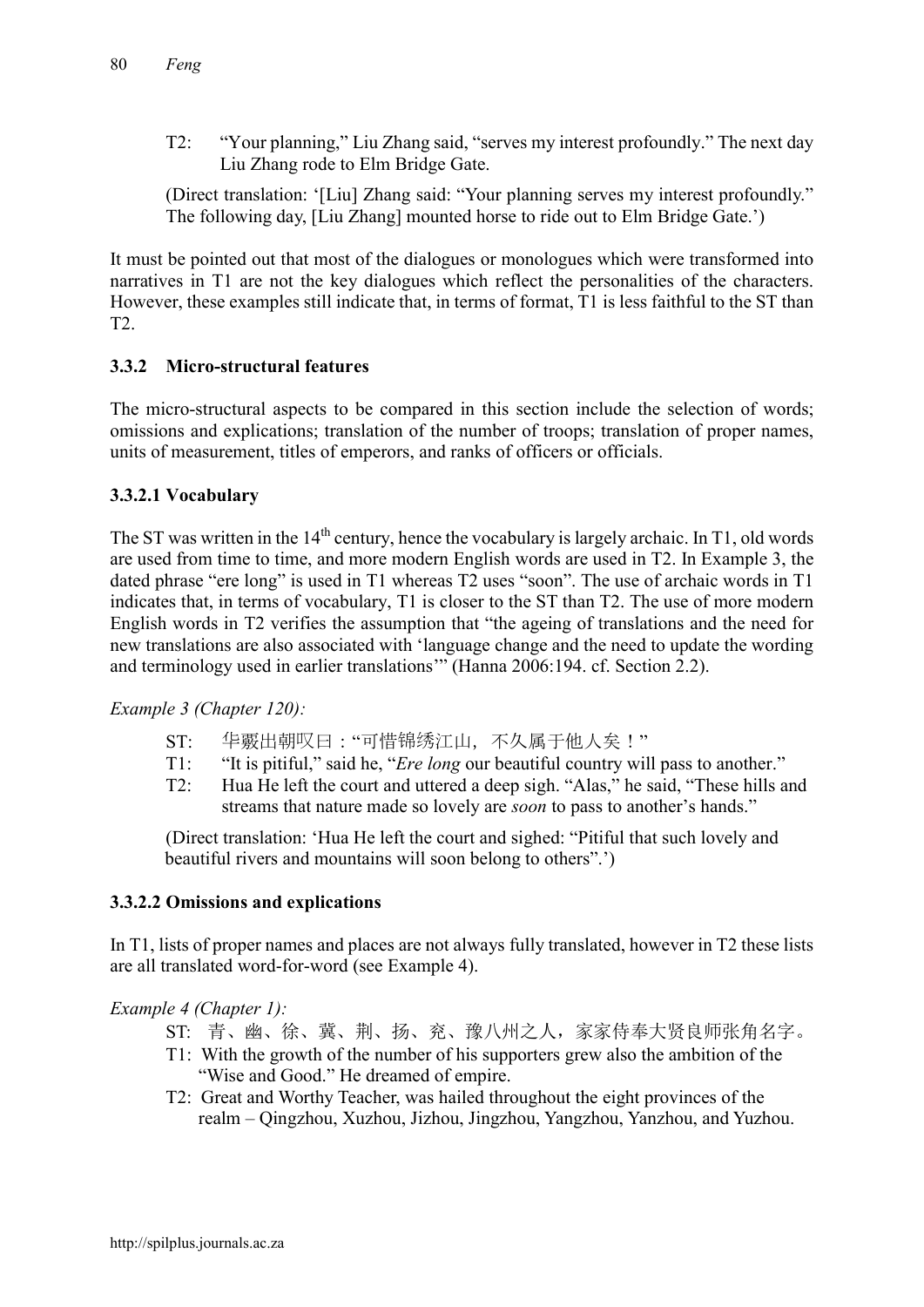T2: "Your planning," Liu Zhang said, "serves my interest profoundly." The next day Liu Zhang rode to Elm Bridge Gate.

(Direct translation: '[Liu] Zhang said: "Your planning serves my interest profoundly." The following day, [Liu Zhang] mounted horse to ride out to Elm Bridge Gate.')

It must be pointed out that most of the dialogues or monologues which were transformed into narratives in T1 are not the key dialogues which reflect the personalities of the characters. However, these examples still indicate that, in terms of format, T1 is less faithful to the ST than T2.

### 3.3.2 Micro-structural features

The micro-structural aspects to be compared in this section include the selection of words; omissions and explications; translation of the number of troops; translation of proper names, units of measurement, titles of emperors, and ranks of officers or officials.

#### 3.3.2.1 Vocabulary

The ST was written in the 14th century, hence the vocabulary is largely archaic. In T1, old words are used from time to time, and more modern English words are used in T2. In Example 3, the dated phrase "ere long" is used in T1 whereas T2 uses "soon". The use of archaic words in T1 indicates that, in terms of vocabulary, T1 is closer to the ST than T2. The use of more modern English words in T2 verifies the assumption that "the ageing of translations and the need for new translations are also associated with 'language change and the need to update the wording and terminology used in earlier translations'" (Hanna 2006:194. cf. Section 2.2).

*Example 3 (Chapter 120):*

ST: 华覈出朝叹曰："可惜锦绣江山，不久属于他人矣！"

T1: "It is pitiful," said he, "*Ere long* our beautiful country will pass to another."

T2: Hua He left the court and uttered a deep sigh. "Alas," he said, "These hills and streams that nature made so lovely are *soon* to pass to another's hands."

(Direct translation: 'Hua He left the court and sighed: "Pitiful that such lovely and beautiful rivers and mountains will soon belong to others".')

#### 3.3.2.2 Omissions and explications

In T1, lists of proper names and places are not always fully translated, however in T2 these lists are all translated word-for-word (see Example 4).

*Example 4 (Chapter 1):*

ST: 青、幽、徐、冀、荆、扬、兖、豫八州之人，家家侍奉大贤良师张角名字。

T1: With the growth of the number of his supporters grew also the ambition of the "Wise and Good." He dreamed of empire.

T2: Great and Worthy Teacher, was hailed throughout the eight provinces of the realm – Qingzhou, Xuzhou, Jizhou, Jingzhou, Yangzhou, Yanzhou, and Yuzhou.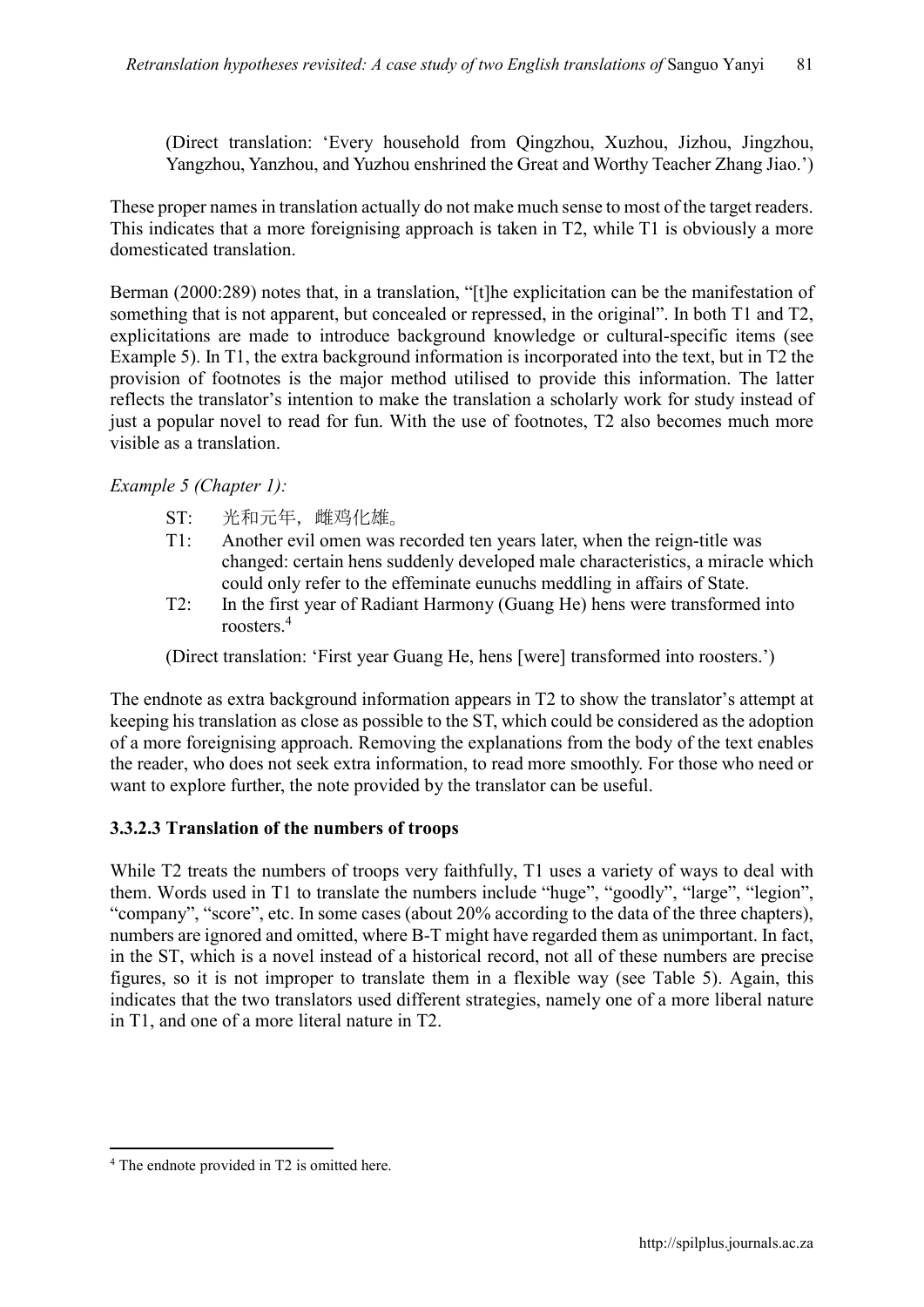(Direct translation: 'Every household from Qingzhou, Xuzhou, Jizhou, Jingzhou, Yangzhou, Yanzhou, and Yuzhou enshrined the Great and Worthy Teacher Zhang Jiao.')

These proper names in translation actually do not make much sense to most of the target readers. This indicates that a more foreignising approach is taken in T2, while T1 is obviously a more domesticated translation.

Berman (2000:289) notes that, in a translation, "[t]he explicitation can be the manifestation of something that is not apparent, but concealed or repressed, in the original". In both T1 and T2, explicitations are made to introduce background knowledge or cultural-specific items (see Example 5). In T1, the extra background information is incorporated into the text, but in T2 the provision of footnotes is the major method utilised to provide this information. The latter reflects the translator's intention to make the translation a scholarly work for study instead of just a popular novel to read for fun. With the use of footnotes, T2 also becomes much more visible as a translation.

*Example 5 (Chapter 1):*

ST: 光和元年，雌鸡化雄。

T1: Another evil omen was recorded ten years later, when the reign-title was changed: certain hens suddenly developed male characteristics, a miracle which could only refer to the effeminate eunuchs meddling in affairs of State.

T2: In the first year of Radiant Harmony (Guang He) hens were transformed into roosters.[4]

(Direct translation: 'First year Guang He, hens [were] transformed into roosters.')

The endnote as extra background information appears in T2 to show the translator's attempt at keeping his translation as close as possible to the ST, which could be considered as the adoption of a more foreignising approach. Removing the explanations from the body of the text enables the reader, who does not seek extra information, to read more smoothly. For those who need or want to explore further, the note provided by the translator can be useful.

#### 3.3.2.3 Translation of the numbers of troops

While T2 treats the numbers of troops very faithfully, T1 uses a variety of ways to deal with them. Words used in T1 to translate the numbers include "huge", "goodly", "large", "legion", "company", "score", etc. In some cases (about 20% according to the data of the three chapters), numbers are ignored and omitted, where B-T might have regarded them as unimportant. In fact, in the ST, which is a novel instead of a historical record, not all of these numbers are precise figures, so it is not improper to translate them in a flexible way (see Table 5). Again, this indicates that the two translators used different strategies, namely one of a more liberal nature in T1, and one of a more literal nature in T2.

[4] The endnote provided in T2 is omitted here.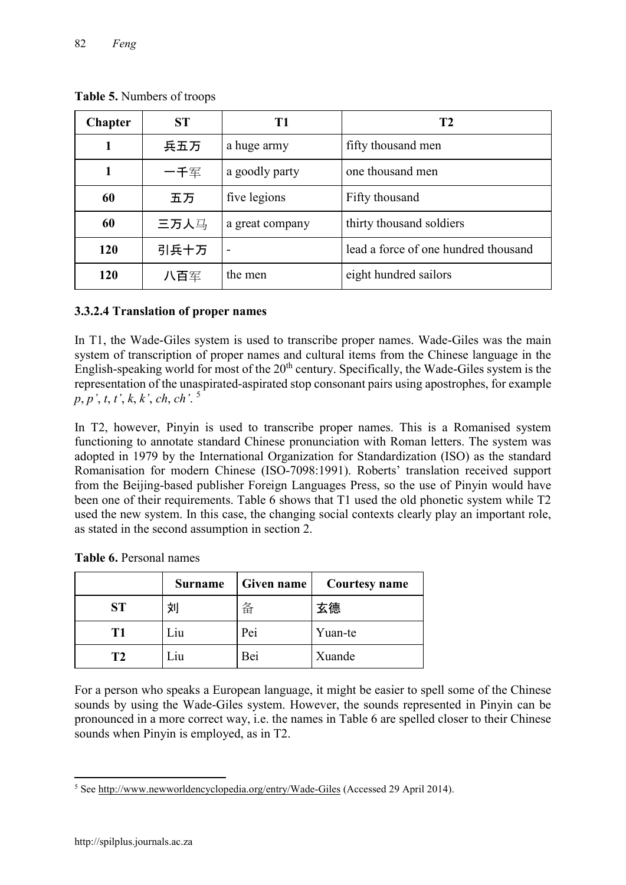**Table 5.** Numbers of troops

| Chapter | ST | T1 | T2 |
|---|---|---|---|
| 1 | 兵五万 | a huge army | fifty thousand men |
| 1 | 一千军 | a goodly party | one thousand men |
| 60 | 五万 | five legions | Fifty thousand |
| 60 | 三万人马 | a great company | thirty thousand soldiers |
| 120 | 引兵十万 | - | lead a force of one hundred thousand |
| 120 | 八百军 | the men | eight hundred sailors |

#### 3.3.2.4 Translation of proper names

In T1, the Wade-Giles system is used to transcribe proper names. Wade-Giles was the main system of transcription of proper names and cultural items from the Chinese language in the English-speaking world for most of the 20th century. Specifically, the Wade-Giles system is the representation of the unaspirated-aspirated stop consonant pairs using apostrophes, for example *p*, *p'*, *t*, *t'*, *k*, *k'*, *ch*, *ch'*. [5]

In T2, however, Pinyin is used to transcribe proper names. This is a Romanised system functioning to annotate standard Chinese pronunciation with Roman letters. The system was adopted in 1979 by the International Organization for Standardization (ISO) as the standard Romanisation for modern Chinese (ISO-7098:1991). Roberts' translation received support from the Beijing-based publisher Foreign Languages Press, so the use of Pinyin would have been one of their requirements. Table 6 shows that T1 used the old phonetic system while T2 used the new system. In this case, the changing social contexts clearly play an important role, as stated in the second assumption in section 2.

**Table 6.** Personal names

| | Surname | Given name | Courtesy name |
|---|---|---|---|
| ST | 刘 | 备 | 玄德 |
| T1 | Liu | Pei | Yuan-te |
| T2 | Liu | Bei | Xuande |

For a person who speaks a European language, it might be easier to spell some of the Chinese sounds by using the Wade-Giles system. However, the sounds represented in Pinyin can be pronounced in a more correct way, i.e. the names in Table 6 are spelled closer to their Chinese sounds when Pinyin is employed, as in T2.

[5] See http://www.newworldencyclopedia.org/entry/Wade-Giles (Accessed 29 April 2014).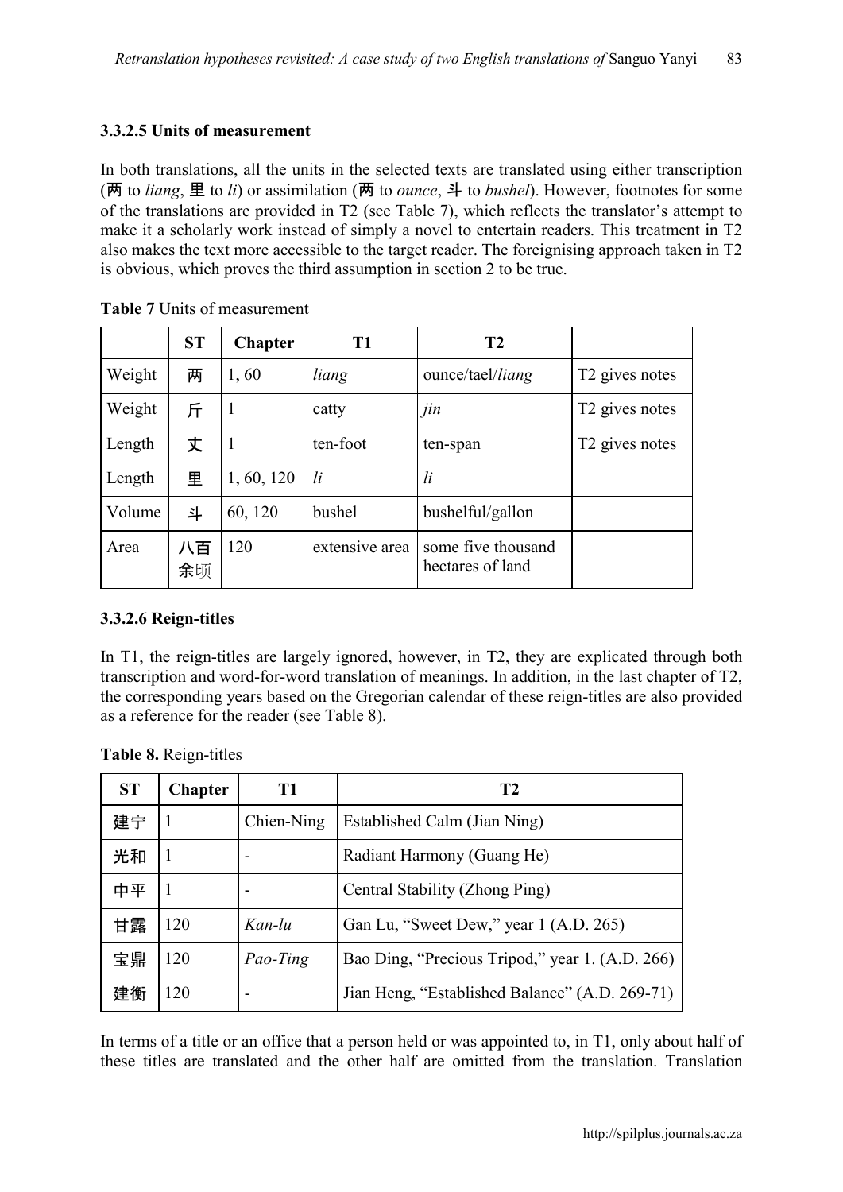#### 3.3.2.5 Units of measurement

In both translations, all the units in the selected texts are translated using either transcription (两 to *liang*, 里 to *li*) or assimilation (两 to *ounce*, 斗 to *bushel*). However, footnotes for some of the translations are provided in T2 (see Table 7), which reflects the translator's attempt to make it a scholarly work instead of simply a novel to entertain readers. This treatment in T2 also makes the text more accessible to the target reader. The foreignising approach taken in T2 is obvious, which proves the third assumption in section 2 to be true.

**Table 7** Units of measurement

| | ST | Chapter | T1 | T2 | |
|---|---|---|---|---|---|
| Weight | 两 | 1, 60 | *liang* | ounce/tael/*liang* | T2 gives notes |
| Weight | 斤 | 1 | catty | *jin* | T2 gives notes |
| Length | 丈 | 1 | ten-foot | ten-span | T2 gives notes |
| Length | 里 | 1, 60, 120 | *li* | *li* | |
| Volume | 斗 | 60, 120 | bushel | bushelful/gallon | |
| Area | 八百余顷 | 120 | extensive area | some five thousand hectares of land | |

#### 3.3.2.6 Reign-titles

In T1, the reign-titles are largely ignored, however, in T2, they are explicated through both transcription and word-for-word translation of meanings. In addition, in the last chapter of T2, the corresponding years based on the Gregorian calendar of these reign-titles are also provided as a reference for the reader (see Table 8).

**Table 8.** Reign-titles

| ST | Chapter | T1 | T2 |
|---|---|---|---|
| 建宁 | 1 | Chien-Ning | Established Calm (Jian Ning) |
| 光和 | 1 | - | Radiant Harmony (Guang He) |
| 中平 | 1 | - | Central Stability (Zhong Ping) |
| 甘露 | 120 | *Kan-lu* | Gan Lu, "Sweet Dew," year 1 (A.D. 265) |
| 宝鼎 | 120 | *Pao-Ting* | Bao Ding, "Precious Tripod," year 1. (A.D. 266) |
| 建衡 | 120 | - | Jian Heng, "Established Balance" (A.D. 269-71) |

In terms of a title or an office that a person held or was appointed to, in T1, only about half of these titles are translated and the other half are omitted from the translation. Translation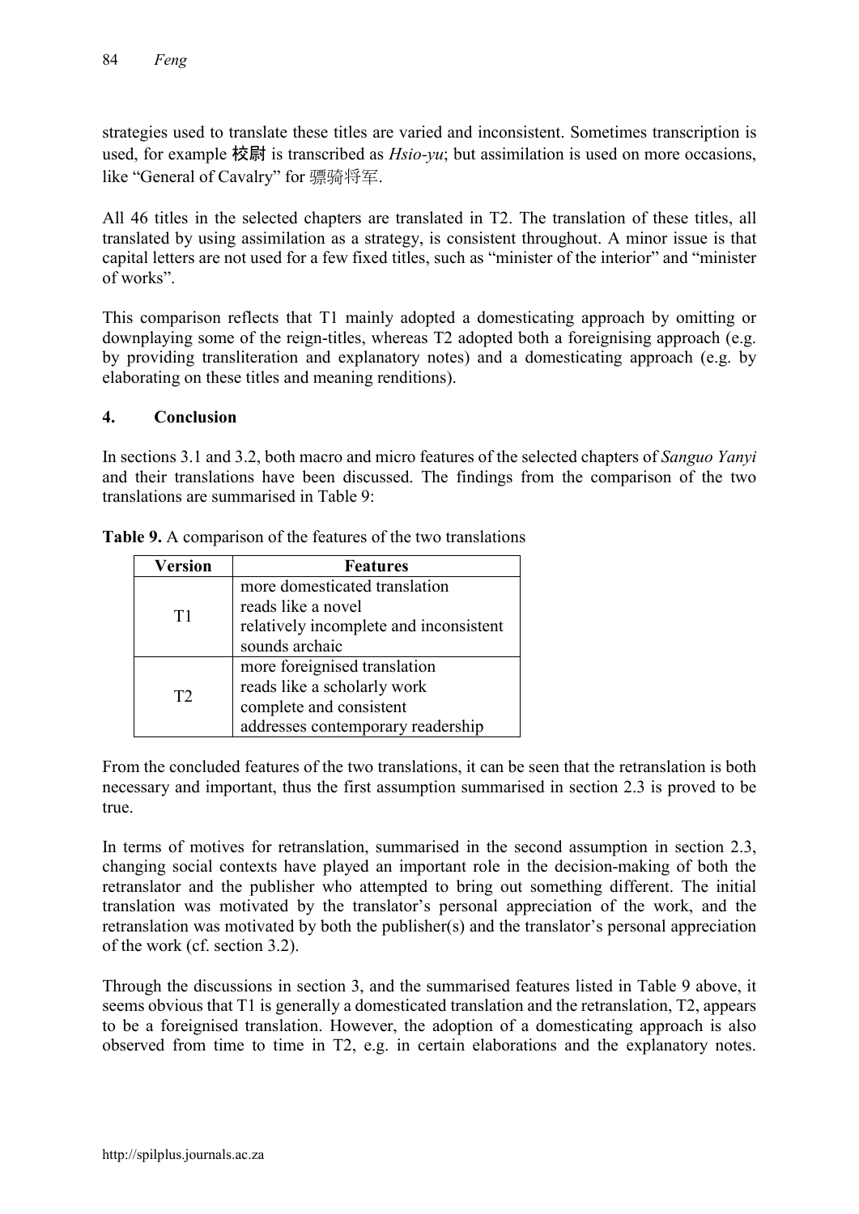strategies used to translate these titles are varied and inconsistent. Sometimes transcription is used, for example 校尉 is transcribed as *Hsio-yu*; but assimilation is used on more occasions, like "General of Cavalry" for 骠骑将军.

All 46 titles in the selected chapters are translated in T2. The translation of these titles, all translated by using assimilation as a strategy, is consistent throughout. A minor issue is that capital letters are not used for a few fixed titles, such as "minister of the interior" and "minister of works".

This comparison reflects that T1 mainly adopted a domesticating approach by omitting or downplaying some of the reign-titles, whereas T2 adopted both a foreignising approach (e.g. by providing transliteration and explanatory notes) and a domesticating approach (e.g. by elaborating on these titles and meaning renditions).

## 4. Conclusion

In sections 3.1 and 3.2, both macro and micro features of the selected chapters of *Sanguo Yanyi* and their translations have been discussed. The findings from the comparison of the two translations are summarised in Table 9:

**Table 9.** A comparison of the features of the two translations

| Version | Features |
|---|---|
| T1 | more domesticated translation<br>reads like a novel<br>relatively incomplete and inconsistent<br>sounds archaic |
| T2 | more foreignised translation<br>reads like a scholarly work<br>complete and consistent<br>addresses contemporary readership |

From the concluded features of the two translations, it can be seen that the retranslation is both necessary and important, thus the first assumption summarised in section 2.3 is proved to be true.

In terms of motives for retranslation, summarised in the second assumption in section 2.3, changing social contexts have played an important role in the decision-making of both the retranslator and the publisher who attempted to bring out something different. The initial translation was motivated by the translator's personal appreciation of the work, and the retranslation was motivated by both the publisher(s) and the translator's personal appreciation of the work (cf. section 3.2).

Through the discussions in section 3, and the summarised features listed in Table 9 above, it seems obvious that T1 is generally a domesticated translation and the retranslation, T2, appears to be a foreignised translation. However, the adoption of a domesticating approach is also observed from time to time in T2, e.g. in certain elaborations and the explanatory notes.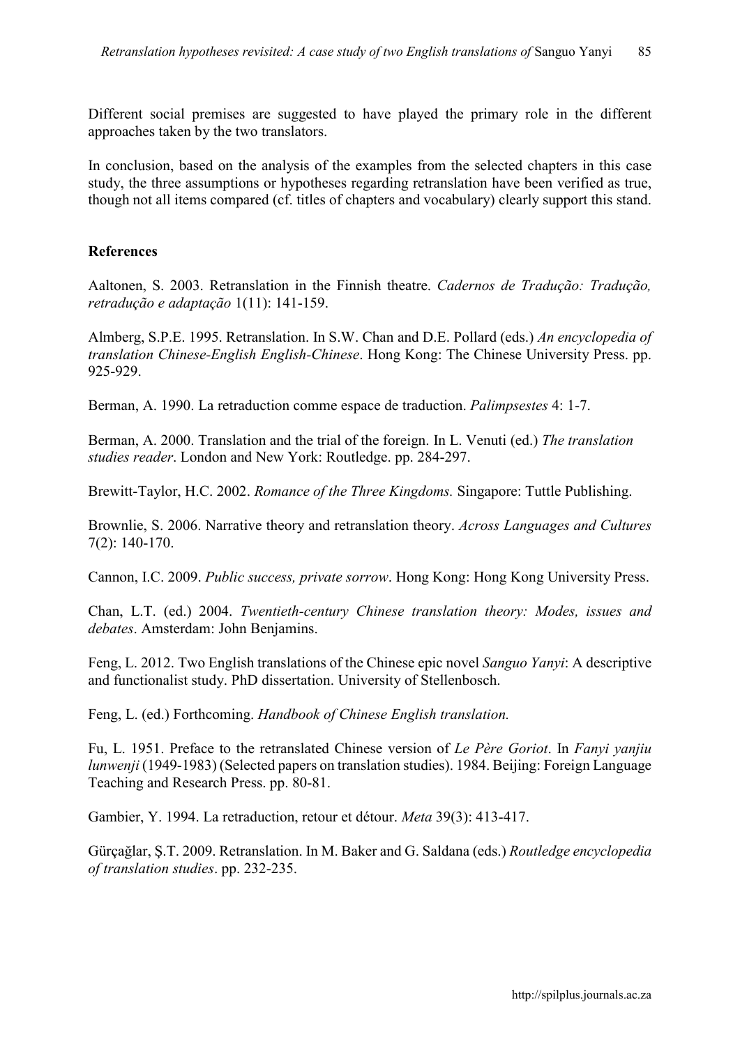Different social premises are suggested to have played the primary role in the different approaches taken by the two translators.

In conclusion, based on the analysis of the examples from the selected chapters in this case study, the three assumptions or hypotheses regarding retranslation have been verified as true, though not all items compared (cf. titles of chapters and vocabulary) clearly support this stand.

## References

Aaltonen, S. 2003. Retranslation in the Finnish theatre. *Cadernos de Tradução: Tradução, retradução e adaptação* 1(11): 141-159.

Almberg, S.P.E. 1995. Retranslation. In S.W. Chan and D.E. Pollard (eds.) *An encyclopedia of translation Chinese-English English-Chinese*. Hong Kong: The Chinese University Press. pp. 925-929.

Berman, A. 1990. La retraduction comme espace de traduction. *Palimpsestes* 4: 1-7.

Berman, A. 2000. Translation and the trial of the foreign. In L. Venuti (ed.) *The translation studies reader*. London and New York: Routledge. pp. 284-297.

Brewitt-Taylor, H.C. 2002. *Romance of the Three Kingdoms.* Singapore: Tuttle Publishing.

Brownlie, S. 2006. Narrative theory and retranslation theory. *Across Languages and Cultures* 7(2): 140-170.

Cannon, I.C. 2009. *Public success, private sorrow*. Hong Kong: Hong Kong University Press.

Chan, L.T. (ed.) 2004. *Twentieth-century Chinese translation theory: Modes, issues and debates*. Amsterdam: John Benjamins.

Feng, L. 2012. Two English translations of the Chinese epic novel *Sanguo Yanyi*: A descriptive and functionalist study. PhD dissertation. University of Stellenbosch.

Feng, L. (ed.) Forthcoming. *Handbook of Chinese English translation.*

Fu, L. 1951. Preface to the retranslated Chinese version of *Le Père Goriot*. In *Fanyi yanjiu lunwenji* (1949-1983) (Selected papers on translation studies). 1984. Beijing: Foreign Language Teaching and Research Press. pp. 80-81.

Gambier, Y. 1994. La retraduction, retour et détour. *Meta* 39(3): 413-417.

Gürçağlar, Ş.T. 2009. Retranslation. In M. Baker and G. Saldana (eds.) *Routledge encyclopedia of translation studies*. pp. 232-235.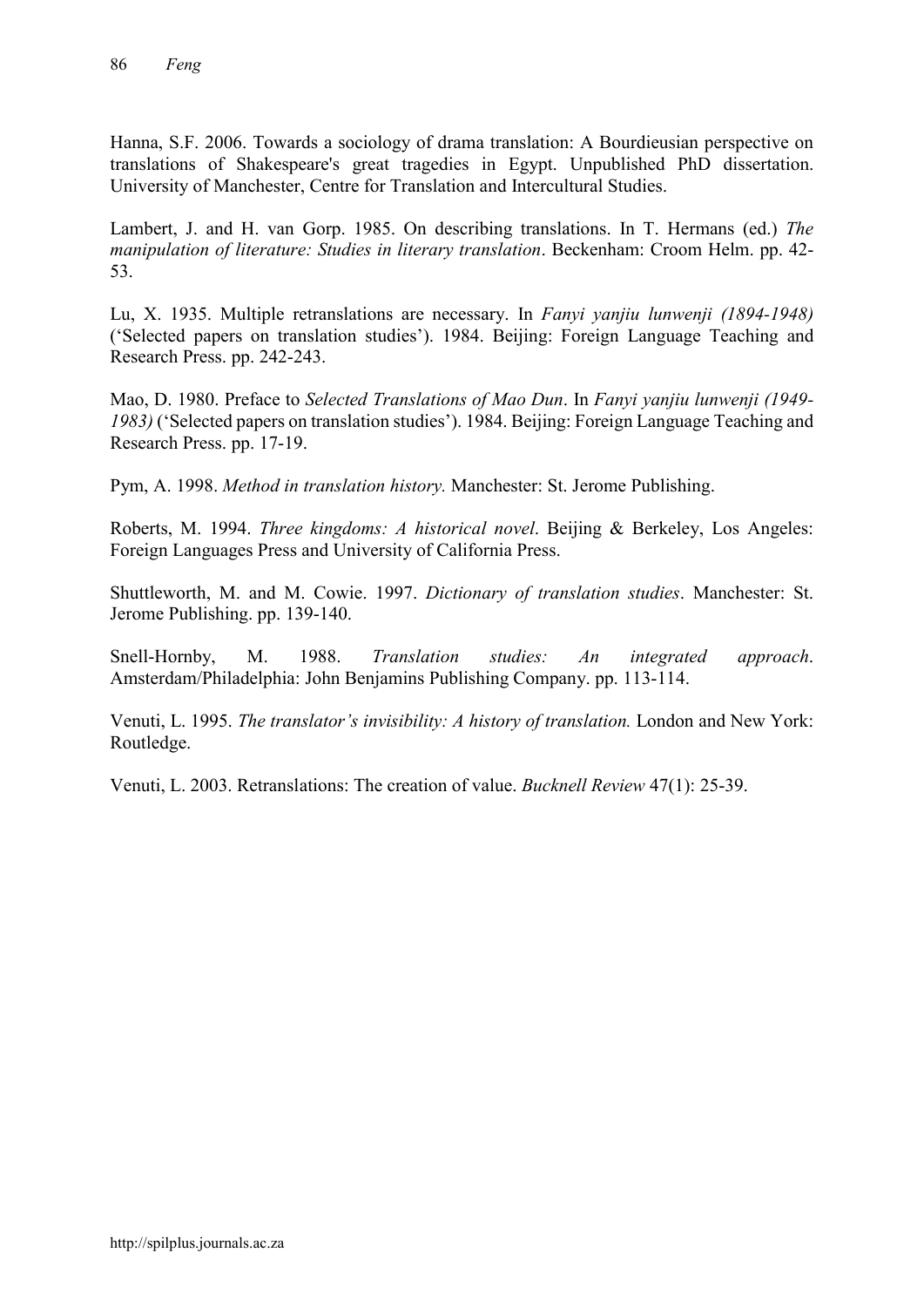Hanna, S.F. 2006. Towards a sociology of drama translation: A Bourdieusian perspective on translations of Shakespeare's great tragedies in Egypt. Unpublished PhD dissertation. University of Manchester, Centre for Translation and Intercultural Studies.

Lambert, J. and H. van Gorp. 1985. On describing translations. In T. Hermans (ed.) *The manipulation of literature: Studies in literary translation*. Beckenham: Croom Helm. pp. 42-53.

Lu, X. 1935. Multiple retranslations are necessary. In *Fanyi yanjiu lunwenji (1894-1948)* ('Selected papers on translation studies'). 1984. Beijing: Foreign Language Teaching and Research Press. pp. 242-243.

Mao, D. 1980. Preface to *Selected Translations of Mao Dun*. In *Fanyi yanjiu lunwenji (1949-1983)* ('Selected papers on translation studies'). 1984. Beijing: Foreign Language Teaching and Research Press. pp. 17-19.

Pym, A. 1998. *Method in translation history.* Manchester: St. Jerome Publishing.

Roberts, M. 1994. *Three kingdoms: A historical novel*. Beijing & Berkeley, Los Angeles: Foreign Languages Press and University of California Press.

Shuttleworth, M. and M. Cowie. 1997. *Dictionary of translation studies*. Manchester: St. Jerome Publishing. pp. 139-140.

Snell-Hornby, M. 1988. *Translation studies: An integrated approach*. Amsterdam/Philadelphia: John Benjamins Publishing Company. pp. 113-114.

Venuti, L. 1995. *The translator's invisibility: A history of translation.* London and New York: Routledge.

Venuti, L. 2003. Retranslations: The creation of value. *Bucknell Review* 47(1): 25-39.